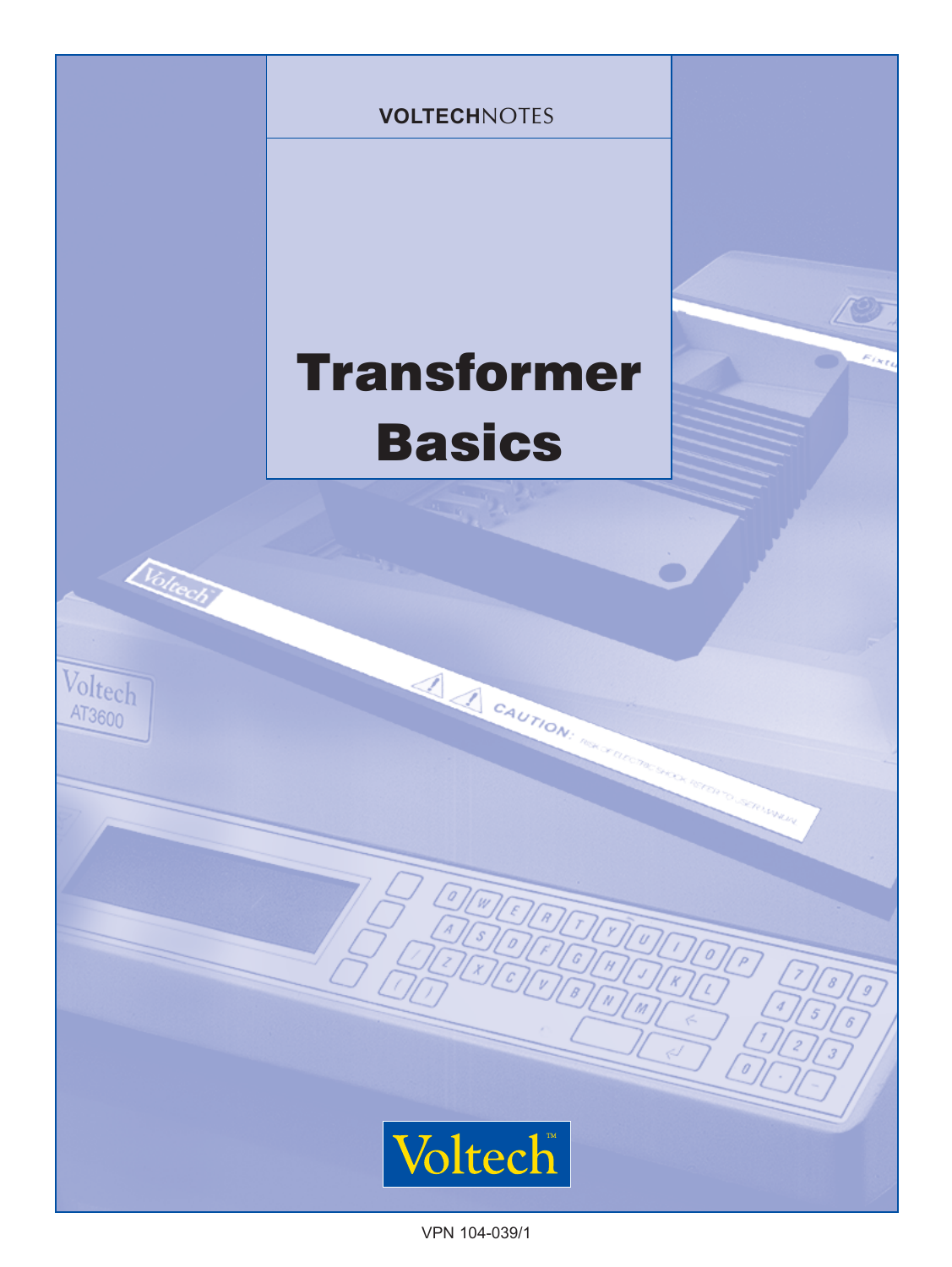**VOLTECH**NOTES

# Transformer Basics

Voltech

VPN 104-039/1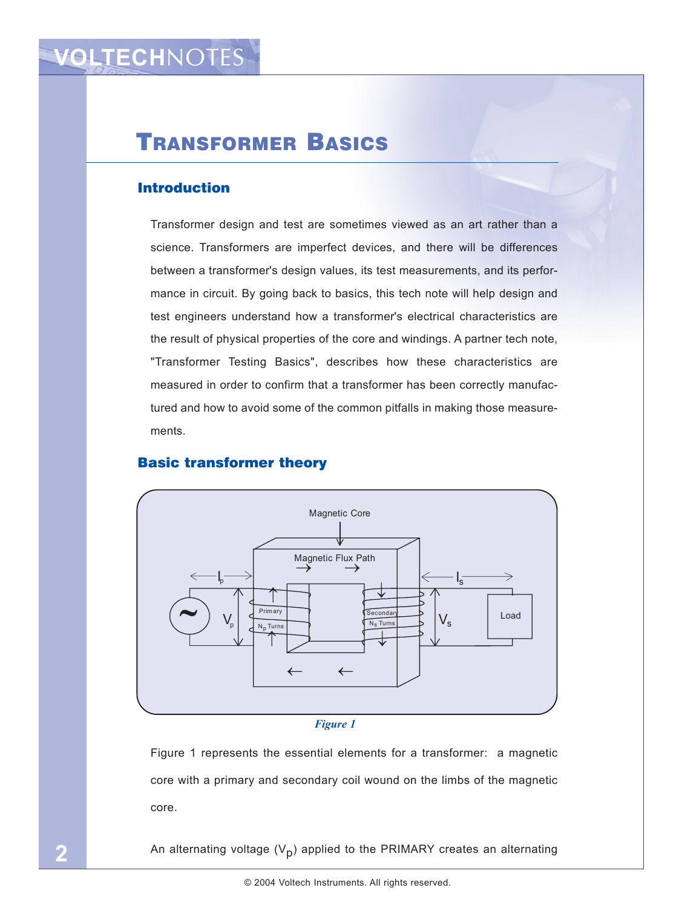# Transformer Basics

## Introduction

Transformer design and test are sometimes viewed as an art rather than a science. Transformers are imperfect devices, and there will be differences between a transformer's design values, its test measurements, and its performance in circuit. By going back to basics, this tech note will help design and test engineers understand how a transformer's electrical characteristics are the result of physical properties of the core and windings. A partner tech note, "Transformer Testing Basics", describes how these characteristics are measured in order to confirm that a transformer has been correctly manufactured and how to avoid some of the common pitfalls in making those measurements.

## Basic transformer theory

*Figure 1*

Figure 1 represents the essential elements for a transformer: a magnetic core with a primary and secondary coil wound on the limbs of the magnetic core.

An alternating voltage ($V_p$) applied to the PRIMARY creates an alternating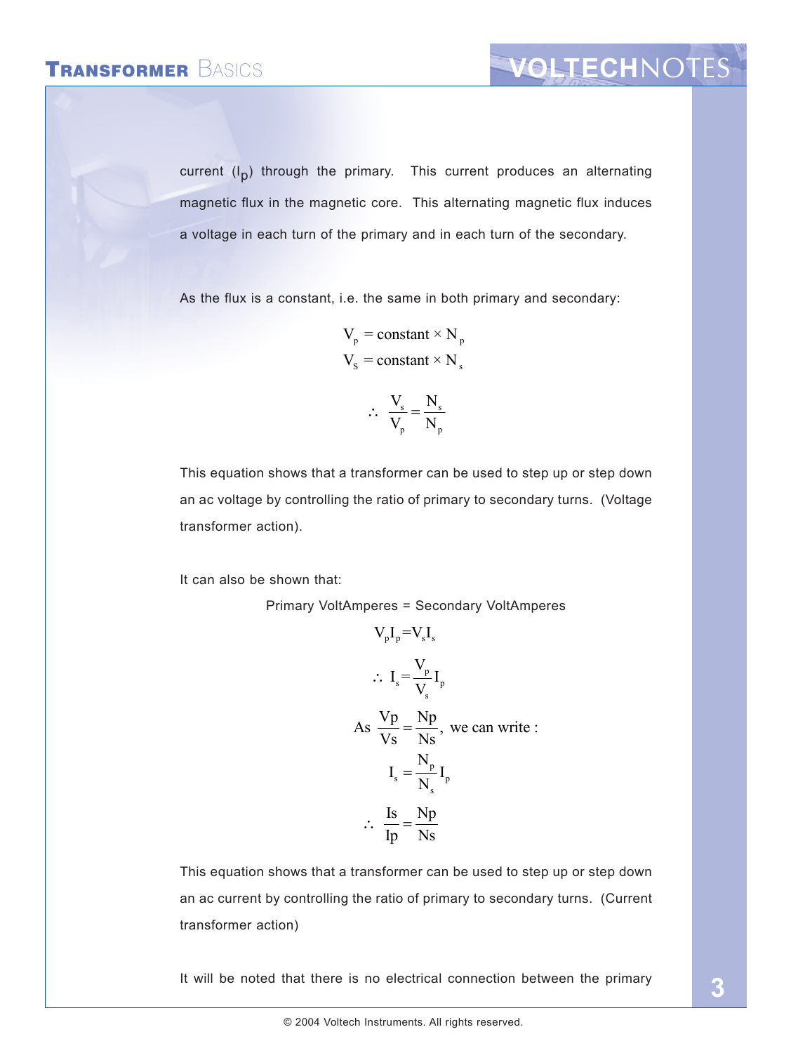current ($I_p$) through the primary. This current produces an alternating magnetic flux in the magnetic core. This alternating magnetic flux induces a voltage in each turn of the primary and in each turn of the secondary.

As the flux is a constant, i.e. the same in both primary and secondary:

$$V_p = \text{constant} \times N_p$$

$$V_S = \text{constant} \times N_s$$

$$\therefore \frac{V_s}{V_p} = \frac{N_s}{N_p}$$

This equation shows that a transformer can be used to step up or step down an ac voltage by controlling the ratio of primary to secondary turns. (Voltage transformer action).

It can also be shown that:

Primary VoltAmperes = Secondary VoltAmperes

$$V_p I_p = V_s I_s$$

$$\therefore I_s = \frac{V_p}{V_s} I_p$$

$$\text{As } \frac{Vp}{Vs} = \frac{Np}{Ns}, \text{ we can write :}$$

$$I_s = \frac{N_p}{N_s} I_p$$

$$\therefore \frac{Is}{Ip} = \frac{Np}{Ns}$$

This equation shows that a transformer can be used to step up or step down an ac current by controlling the ratio of primary to secondary turns. (Current transformer action)

It will be noted that there is no electrical connection between the primary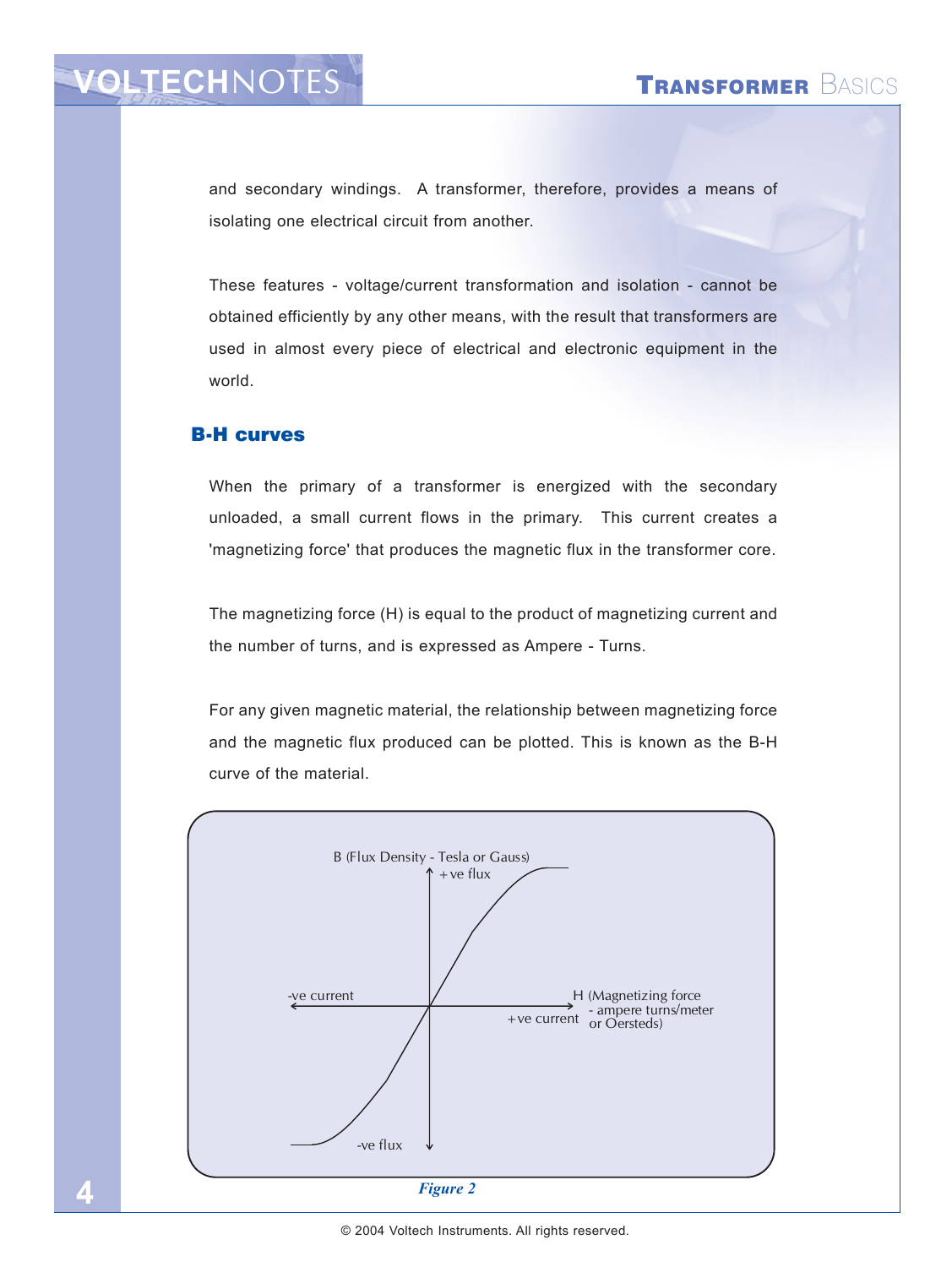and secondary windings. A transformer, therefore, provides a means of isolating one electrical circuit from another.

These features - voltage/current transformation and isolation - cannot be obtained efficiently by any other means, with the result that transformers are used in almost every piece of electrical and electronic equipment in the world.

## B-H curves

When the primary of a transformer is energized with the secondary unloaded, a small current flows in the primary. This current creates a 'magnetizing force' that produces the magnetic flux in the transformer core.

The magnetizing force (H) is equal to the product of magnetizing current and the number of turns, and is expressed as Ampere - Turns.

For any given magnetic material, the relationship between magnetizing force and the magnetic flux produced can be plotted. This is known as the B-H curve of the material.

B (Flux Density - Tesla or Gauss)
+ve flux
-ve current
H (Magnetizing force - ampere turns/meter or Oersteds)
+ve current
-ve flux

*Figure 2*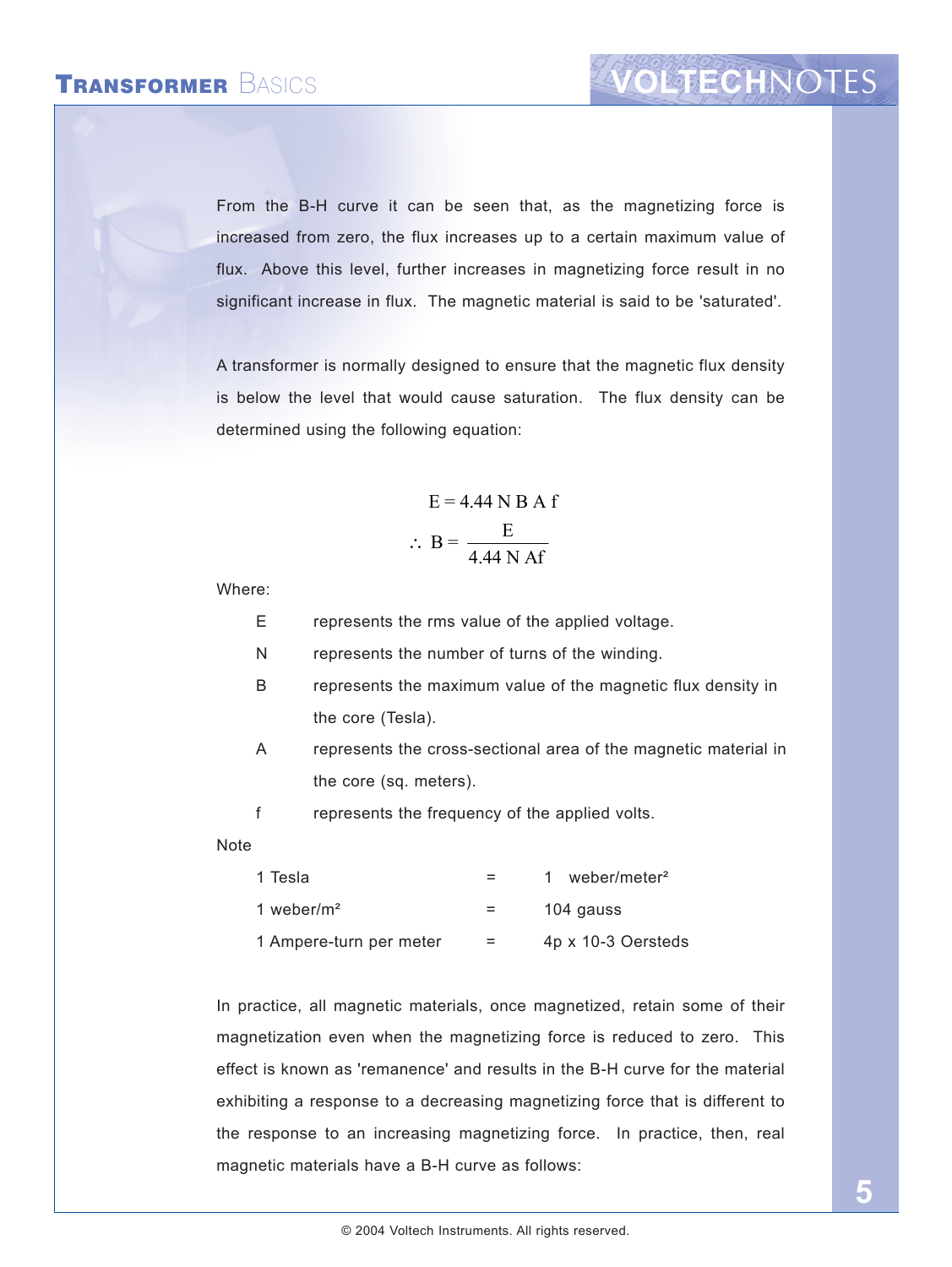From the B-H curve it can be seen that, as the magnetizing force is increased from zero, the flux increases up to a certain maximum value of flux. Above this level, further increases in magnetizing force result in no significant increase in flux. The magnetic material is said to be 'saturated'.

A transformer is normally designed to ensure that the magnetic flux density is below the level that would cause saturation. The flux density can be determined using the following equation:

$$E = 4.44\,N\,B\,A\,f$$

$$\therefore\ B = \frac{E}{4.44\,N\,Af}$$

Where:

| | |
|---|---|
| E | represents the rms value of the applied voltage. |
| N | represents the number of turns of the winding. |
| B | represents the maximum value of the magnetic flux density in the core (Tesla). |
| A | represents the cross-sectional area of the magnetic material in the core (sq. meters). |
| f | represents the frequency of the applied volts. |

Note

| | | |
|---|---|---|
| 1 Tesla | = | 1 weber/meter² |
| 1 weber/m² | = | 104 gauss |
| 1 Ampere-turn per meter | = | 4p x 10-3 Oersteds |

In practice, all magnetic materials, once magnetized, retain some of their magnetization even when the magnetizing force is reduced to zero. This effect is known as 'remanence' and results in the B-H curve for the material exhibiting a response to a decreasing magnetizing force that is different to the response to an increasing magnetizing force. In practice, then, real magnetic materials have a B-H curve as follows: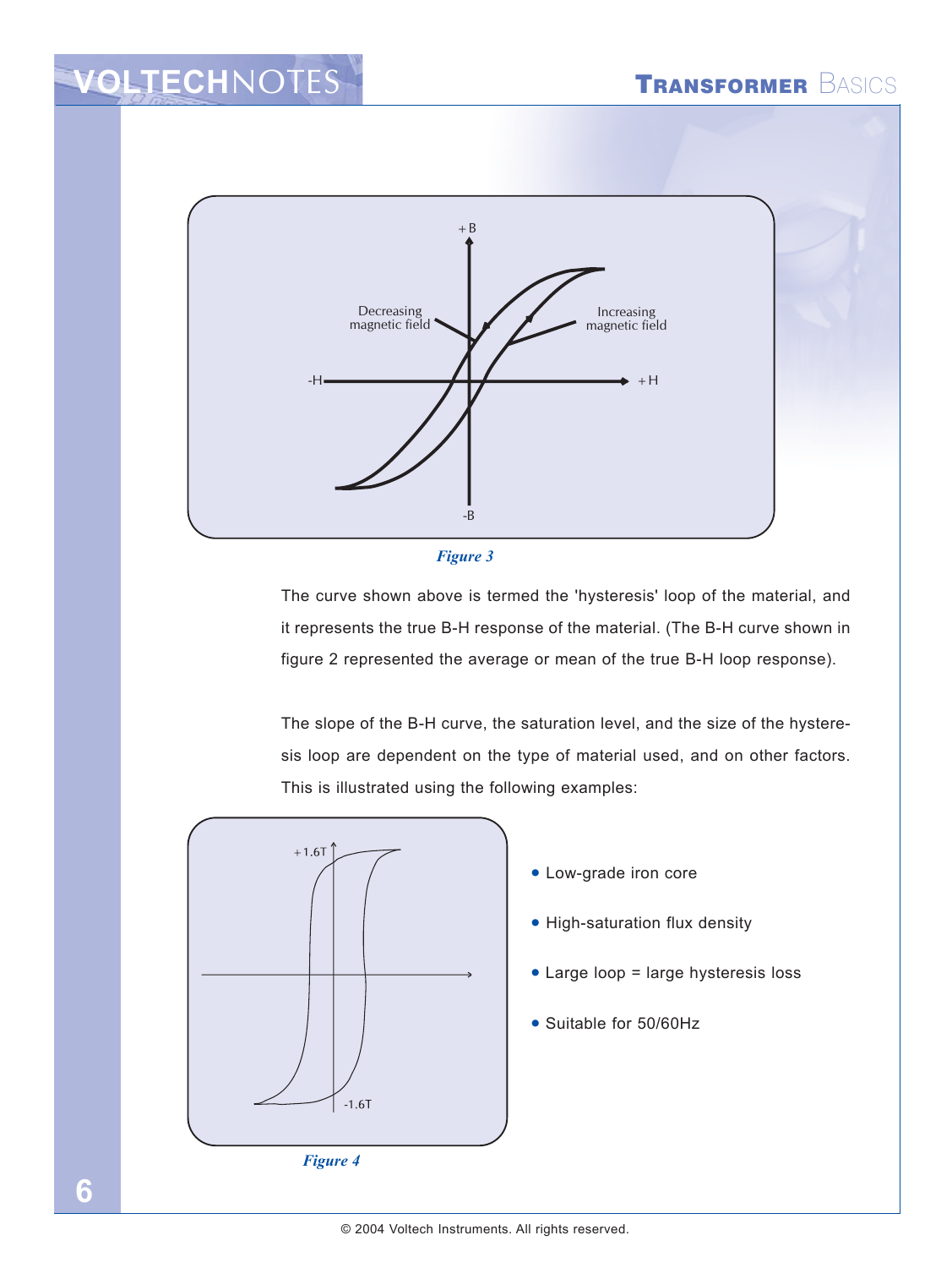Figure 3

The curve shown above is termed the 'hysteresis' loop of the material, and it represents the true B-H response of the material. (The B-H curve shown in figure 2 represented the average or mean of the true B-H loop response).

The slope of the B-H curve, the saturation level, and the size of the hysteresis loop are dependent on the type of material used, and on other factors. This is illustrated using the following examples:

- Low-grade iron core
- High-saturation flux density
- Large loop = large hysteresis loss
- Suitable for 50/60Hz

Figure 4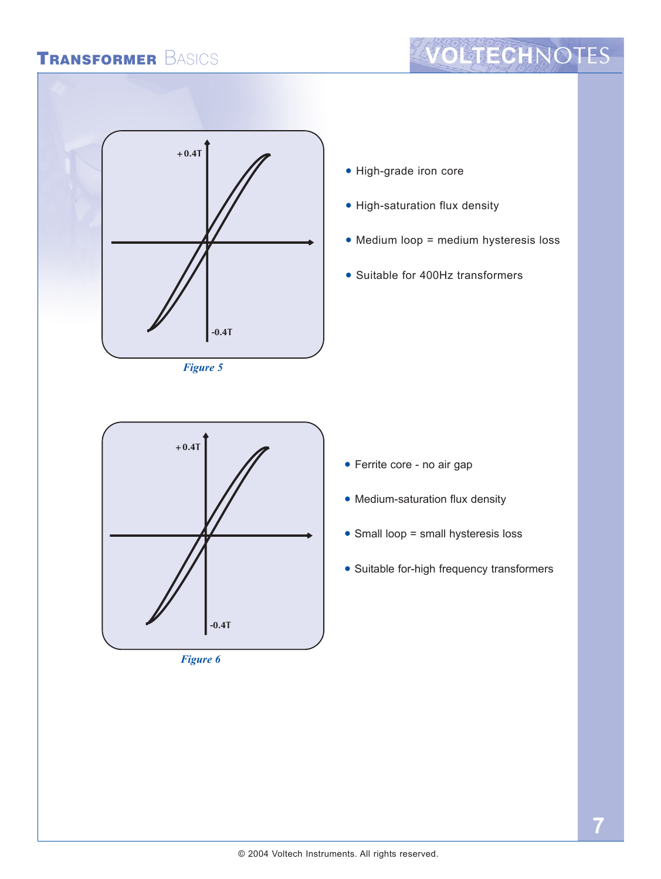+0.4T

-0.4T

*Figure 5*

- High-grade iron core
- High-saturation flux density
- Medium loop = medium hysteresis loss
- Suitable for 400Hz transformers

+0.4T

-0.4T

*Figure 6*

- Ferrite core - no air gap
- Medium-saturation flux density
- Small loop = small hysteresis loss
- Suitable for-high frequency transformers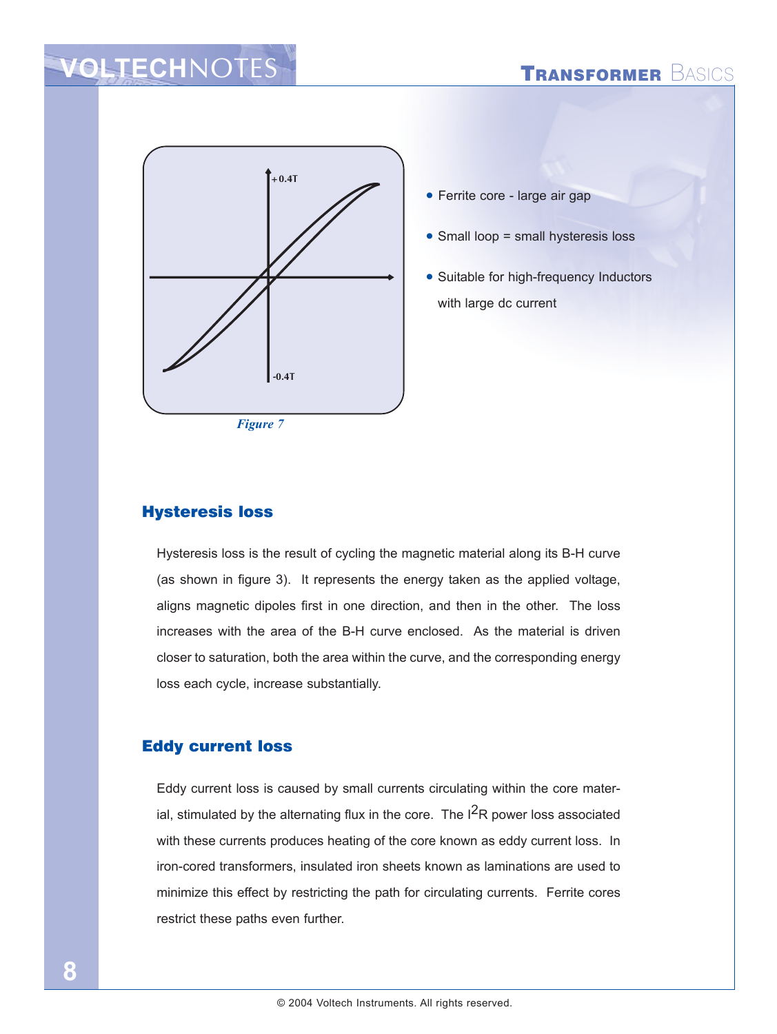+0.4T

-0.4T

*Figure 7*

- Ferrite core - large air gap
- Small loop = small hysteresis loss
- Suitable for high-frequency Inductors with large dc current

## Hysteresis loss

Hysteresis loss is the result of cycling the magnetic material along its B-H curve (as shown in figure 3). It represents the energy taken as the applied voltage, aligns magnetic dipoles first in one direction, and then in the other. The loss increases with the area of the B-H curve enclosed. As the material is driven closer to saturation, both the area within the curve, and the corresponding energy loss each cycle, increase substantially.

## Eddy current loss

Eddy current loss is caused by small currents circulating within the core material, stimulated by the alternating flux in the core. The $I^2R$ power loss associated with these currents produces heating of the core known as eddy current loss. In iron-cored transformers, insulated iron sheets known as laminations are used to minimize this effect by restricting the path for circulating currents. Ferrite cores restrict these paths even further.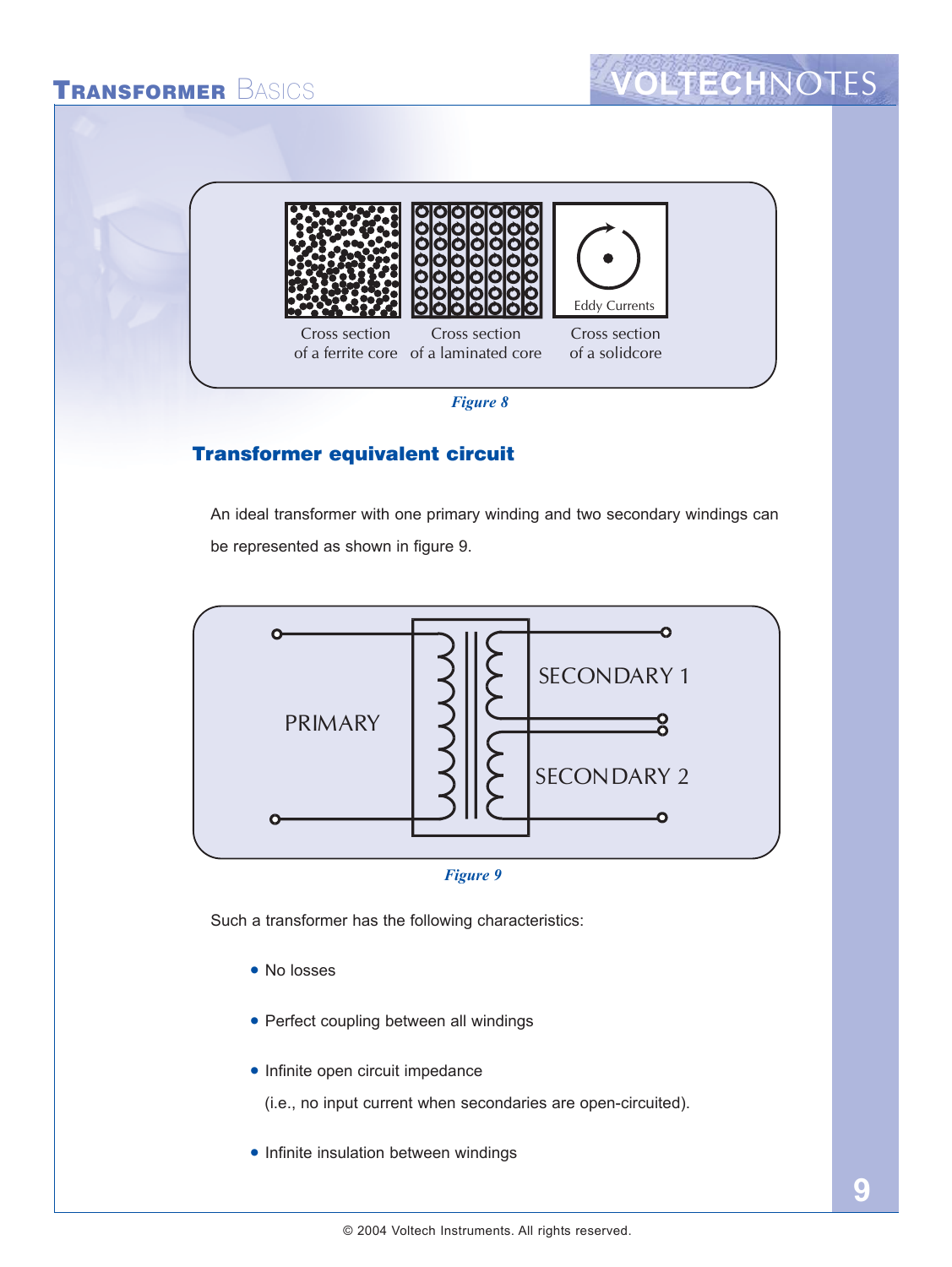Cross section of a ferrite core

Cross section of a laminated core

Eddy Currents

Cross section of a solidcore

*Figure 8*

## Transformer equivalent circuit

An ideal transformer with one primary winding and two secondary windings can be represented as shown in figure 9.

PRIMARY

SECONDARY 1

SECONDARY 2

*Figure 9*

Such a transformer has the following characteristics:

- No losses
- Perfect coupling between all windings
- Infinite open circuit impedance

  (i.e., no input current when secondaries are open-circuited).
- Infinite insulation between windings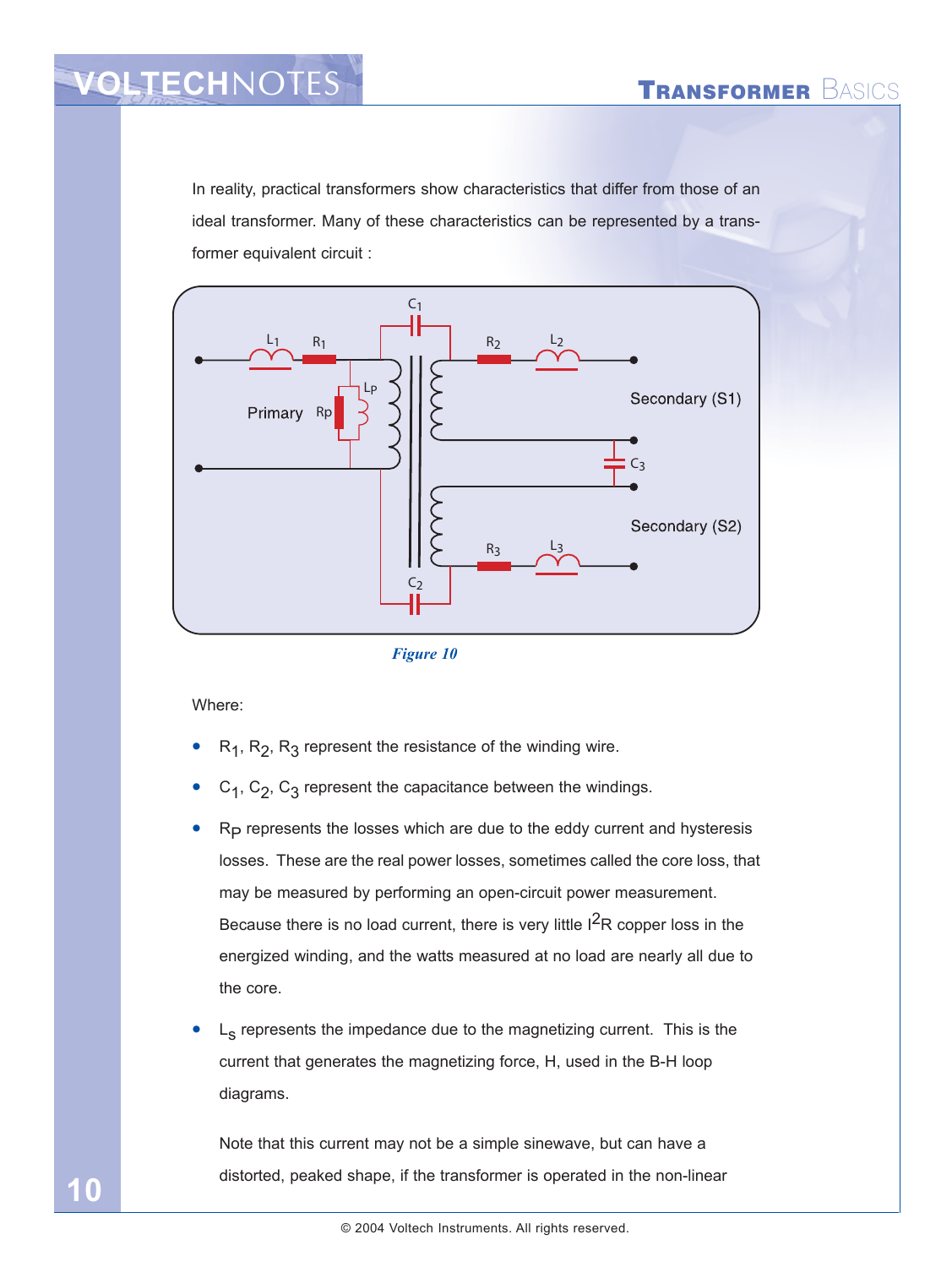In reality, practical transformers show characteristics that differ from those of an ideal transformer. Many of these characteristics can be represented by a transformer equivalent circuit :

*Figure 10*

Where:

- $R_1$, $R_2$, $R_3$ represent the resistance of the winding wire.
- $C_1$, $C_2$, $C_3$ represent the capacitance between the windings.
- $R_P$ represents the losses which are due to the eddy current and hysteresis losses. These are the real power losses, sometimes called the core loss, that may be measured by performing an open-circuit power measurement. Because there is no load current, there is very little $I^2R$ copper loss in the energized winding, and the watts measured at no load are nearly all due to the core.
- $L_s$ represents the impedance due to the magnetizing current. This is the current that generates the magnetizing force, H, used in the B-H loop diagrams.

  Note that this current may not be a simple sinewave, but can have a distorted, peaked shape, if the transformer is operated in the non-linear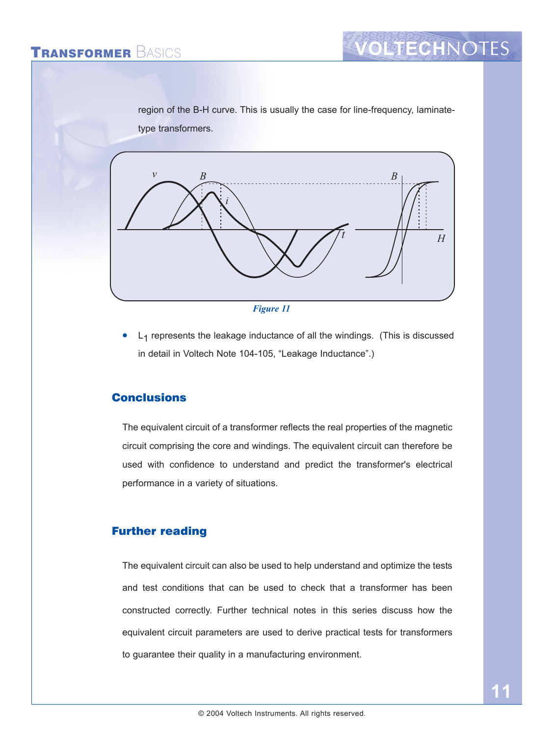region of the B-H curve. This is usually the case for line-frequency, laminate-type transformers.

*Figure 11*

- $L_1$ represents the leakage inductance of all the windings. (This is discussed in detail in Voltech Note 104-105, "Leakage Inductance".)

## Conclusions

The equivalent circuit of a transformer reflects the real properties of the magnetic circuit comprising the core and windings. The equivalent circuit can therefore be used with confidence to understand and predict the transformer's electrical performance in a variety of situations.

## Further reading

The equivalent circuit can also be used to help understand and optimize the tests and test conditions that can be used to check that a transformer has been constructed correctly. Further technical notes in this series discuss how the equivalent circuit parameters are used to derive practical tests for transformers to guarantee their quality in a manufacturing environment.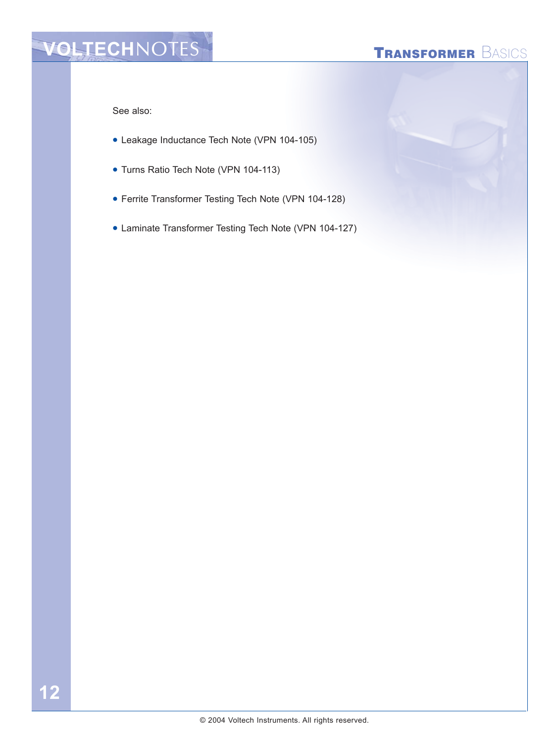See also:

- Leakage Inductance Tech Note (VPN 104-105)
- Turns Ratio Tech Note (VPN 104-113)
- Ferrite Transformer Testing Tech Note (VPN 104-128)
- Laminate Transformer Testing Tech Note (VPN 104-127)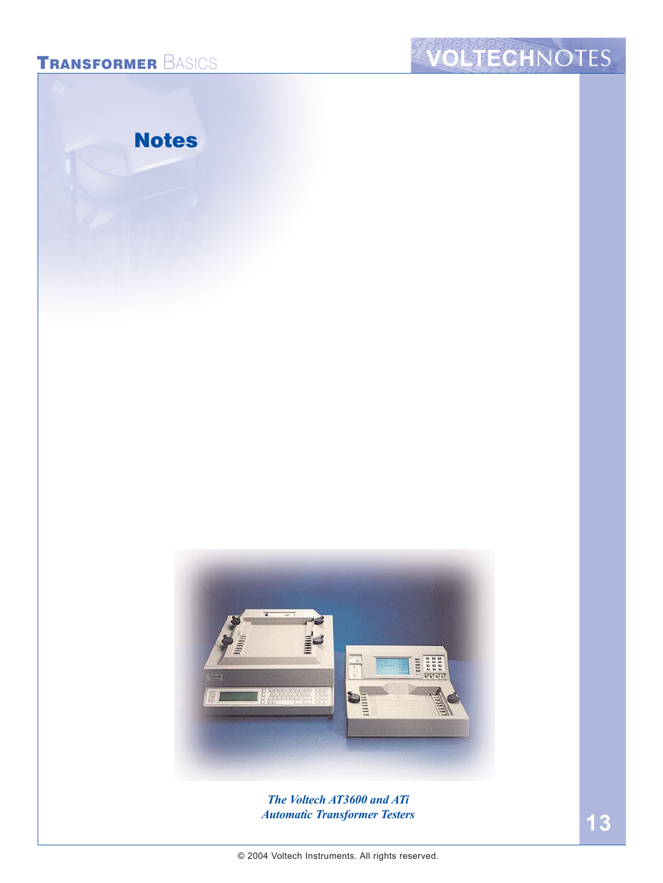## Notes

*The Voltech AT3600 and ATi Automatic Transformer Testers*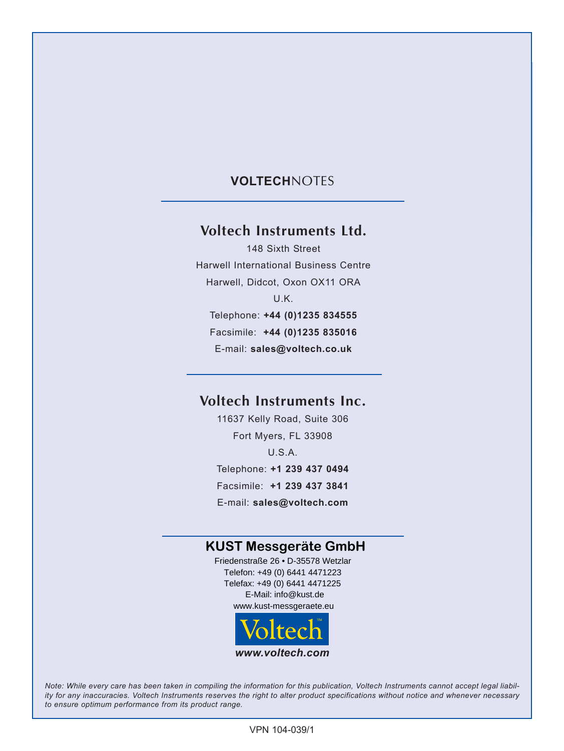**VOLTECH**NOTES

## Voltech Instruments Ltd.

148 Sixth Street

Harwell International Business Centre

Harwell, Didcot, Oxon OX11 ORA

U.K.

Telephone: **+44 (0)1235 834555**

Facsimile: **+44 (0)1235 835016**

E-mail: **sales@voltech.co.uk**

## Voltech Instruments Inc.

11637 Kelly Road, Suite 306

Fort Myers, FL 33908

U.S.A.

Telephone: **+1 239 437 0494**

Facsimile: **+1 239 437 3841**

E-mail: **sales@voltech.com**

## KUST Messgeräte GmbH

Friedenstraße 26 • D-35578 Wetzlar

Telefon: +49 (0) 6441 4471223

Telefax: +49 (0) 6441 4471225

E-Mail: info@kust.de

www.kust-messgeraete.eu

Voltech™

***www.voltech.com***

*Note: While every care has been taken in compiling the information for this publication, Voltech Instruments cannot accept legal liability for any inaccuracies. Voltech Instruments reserves the right to alter product specifications without notice and whenever necessary to ensure optimum performance from its product range.*

VPN 104-039/1